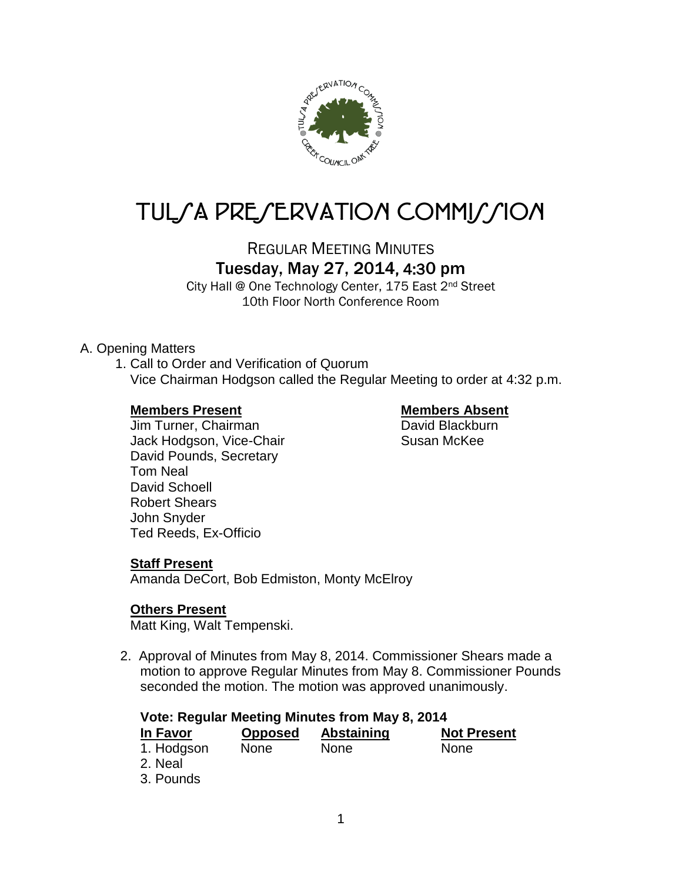# TULSA PRESERVATION COMMISSION

## REGULAR MEETING MINUTES

### Tuesday, May 27, 2014, 4:30 pm

City Hall @ One Technology Center, 175 East 2nd Street
10th Floor North Conference Room

A. Opening Matters

1. Call to Order and Verification of Quorum
   Vice Chairman Hodgson called the Regular Meeting to order at 4:32 p.m.

   **Members Present**
   Jim Turner, Chairman
   Jack Hodgson, Vice-Chair
   David Pounds, Secretary
   Tom Neal
   David Schoell
   Robert Shears
   John Snyder
   Ted Reeds, Ex-Officio

   **Members Absent**
   David Blackburn
   Susan McKee

   **Staff Present**
   Amanda DeCort, Bob Edmiston, Monty McElroy

   **Others Present**
   Matt King, Walt Tempenski.

2. Approval of Minutes from May 8, 2014. Commissioner Shears made a motion to approve Regular Minutes from May 8. Commissioner Pounds seconded the motion. The motion was approved unanimously.

   **Vote: Regular Meeting Minutes from May 8, 2014**

   | In Favor | Opposed | Abstaining | Not Present |
   |---|---|---|---|
   | 1. Hodgson | None | None | None |
   | 2. Neal | | | |
   | 3. Pounds | | | |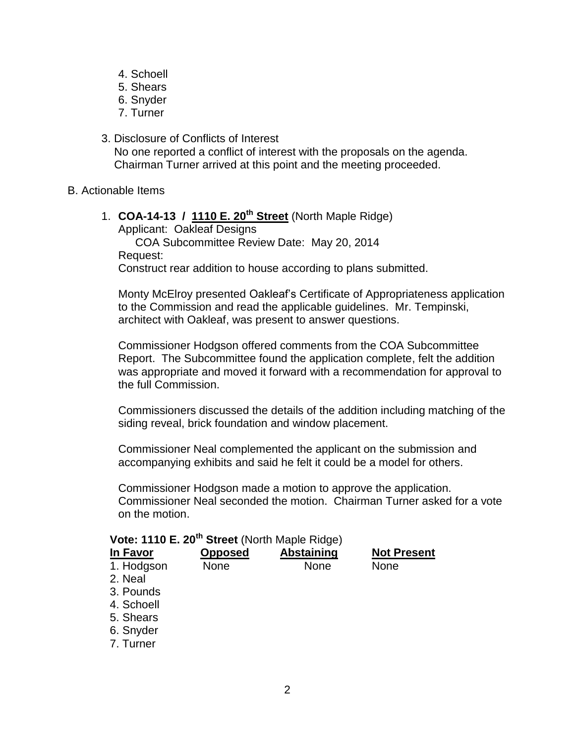4. Schoell
5. Shears
6. Snyder
7. Turner

3. Disclosure of Conflicts of Interest
   No one reported a conflict of interest with the proposals on the agenda. Chairman Turner arrived at this point and the meeting proceeded.

B. Actionable Items

1. **COA-14-13 / 1110 E. 20th Street** (North Maple Ridge)
   Applicant: Oakleaf Designs
   COA Subcommittee Review Date: May 20, 2014
   Request:
   Construct rear addition to house according to plans submitted.

   Monty McElroy presented Oakleaf's Certificate of Appropriateness application to the Commission and read the applicable guidelines. Mr. Tempinski, architect with Oakleaf, was present to answer questions.

   Commissioner Hodgson offered comments from the COA Subcommittee Report. The Subcommittee found the application complete, felt the addition was appropriate and moved it forward with a recommendation for approval to the full Commission.

   Commissioners discussed the details of the addition including matching of the siding reveal, brick foundation and window placement.

   Commissioner Neal complemented the applicant on the submission and accompanying exhibits and said he felt it could be a model for others.

   Commissioner Hodgson made a motion to approve the application. Commissioner Neal seconded the motion. Chairman Turner asked for a vote on the motion.

**Vote: 1110 E. 20th Street** (North Maple Ridge)

| In Favor | Opposed | Abstaining | Not Present |
|---|---|---|---|
| 1. Hodgson | None | None | None |
| 2. Neal | | | |
| 3. Pounds | | | |
| 4. Schoell | | | |
| 5. Shears | | | |
| 6. Snyder | | | |
| 7. Turner | | | |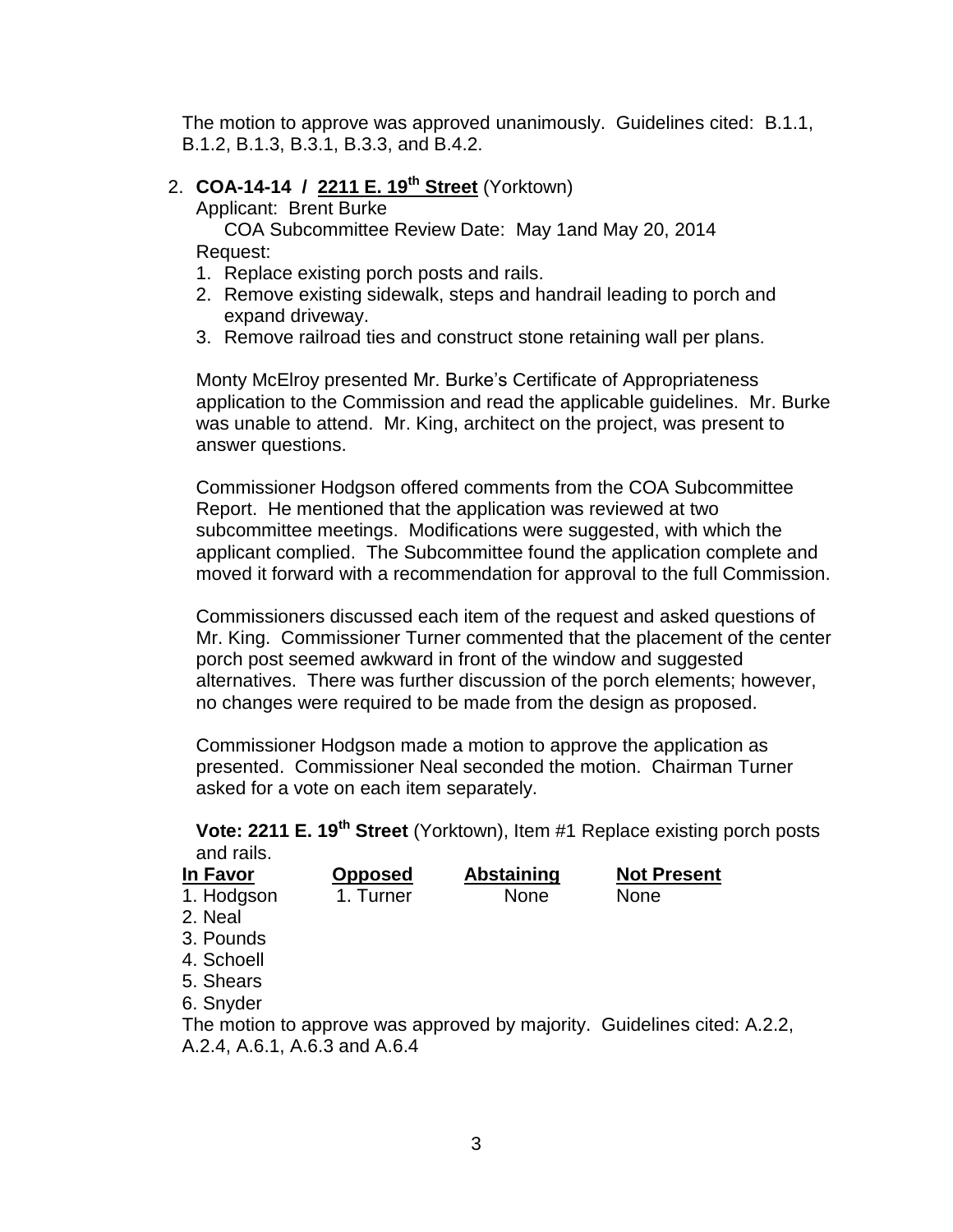The motion to approve was approved unanimously. Guidelines cited: B.1.1, B.1.2, B.1.3, B.3.1, B.3.3, and B.4.2.

2. **COA-14-14 / 2211 E. 19th Street** (Yorktown)

   Applicant: Brent Burke

   COA Subcommittee Review Date: May 1and May 20, 2014

   Request:

   1. Replace existing porch posts and rails.
   2. Remove existing sidewalk, steps and handrail leading to porch and expand driveway.
   3. Remove railroad ties and construct stone retaining wall per plans.

   Monty McElroy presented Mr. Burke's Certificate of Appropriateness application to the Commission and read the applicable guidelines. Mr. Burke was unable to attend. Mr. King, architect on the project, was present to answer questions.

   Commissioner Hodgson offered comments from the COA Subcommittee Report. He mentioned that the application was reviewed at two subcommittee meetings. Modifications were suggested, with which the applicant complied. The Subcommittee found the application complete and moved it forward with a recommendation for approval to the full Commission.

   Commissioners discussed each item of the request and asked questions of Mr. King. Commissioner Turner commented that the placement of the center porch post seemed awkward in front of the window and suggested alternatives. There was further discussion of the porch elements; however, no changes were required to be made from the design as proposed.

   Commissioner Hodgson made a motion to approve the application as presented. Commissioner Neal seconded the motion. Chairman Turner asked for a vote on each item separately.

   **Vote: 2211 E. 19th Street** (Yorktown), Item #1 Replace existing porch posts and rails.

   | In Favor | Opposed | Abstaining | Not Present |
   |---|---|---|---|
   | 1. Hodgson | 1. Turner | None | None |
   | 2. Neal | | | |
   | 3. Pounds | | | |
   | 4. Schoell | | | |
   | 5. Shears | | | |
   | 6. Snyder | | | |

   The motion to approve was approved by majority. Guidelines cited: A.2.2, A.2.4, A.6.1, A.6.3 and A.6.4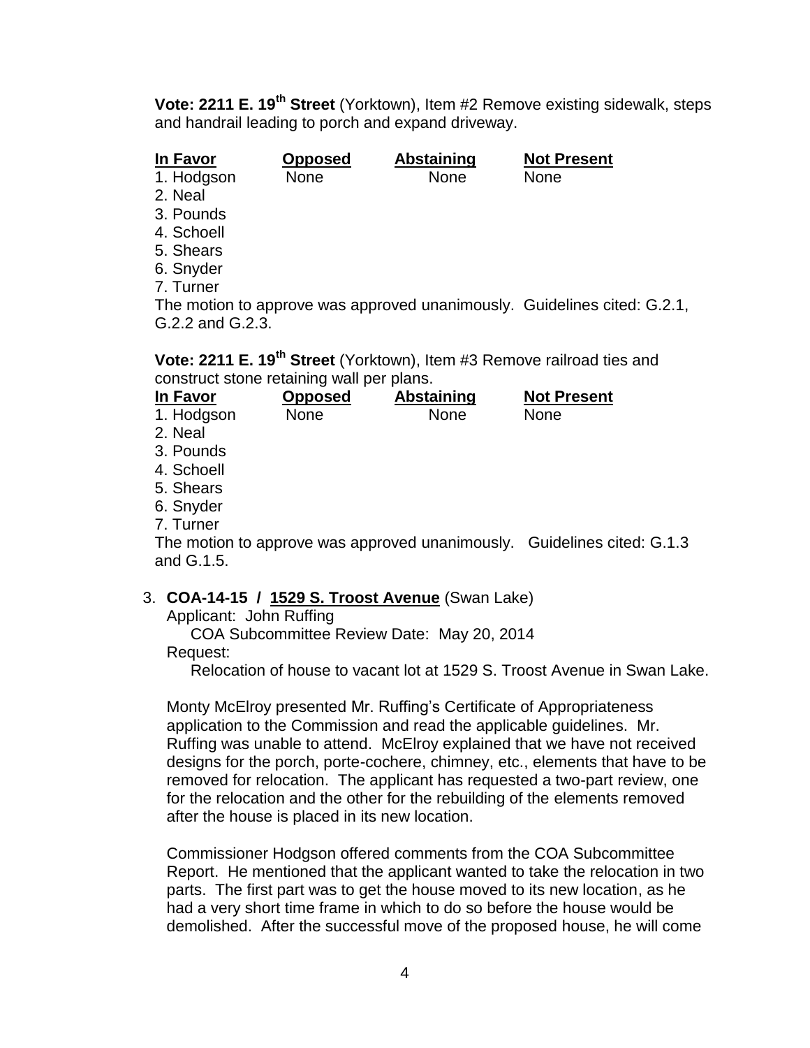**Vote: 2211 E. 19th Street** (Yorktown), Item #2 Remove existing sidewalk, steps and handrail leading to porch and expand driveway.

| In Favor | Opposed | Abstaining | Not Present |
|---|---|---|---|
| 1. Hodgson | None | None | None |
| 2. Neal | | | |
| 3. Pounds | | | |
| 4. Schoell | | | |
| 5. Shears | | | |
| 6. Snyder | | | |
| 7. Turner | | | |

The motion to approve was approved unanimously. Guidelines cited: G.2.1, G.2.2 and G.2.3.

**Vote: 2211 E. 19th Street** (Yorktown), Item #3 Remove railroad ties and construct stone retaining wall per plans.

| In Favor | Opposed | Abstaining | Not Present |
|---|---|---|---|
| 1. Hodgson | None | None | None |
| 2. Neal | | | |
| 3. Pounds | | | |
| 4. Schoell | | | |
| 5. Shears | | | |
| 6. Snyder | | | |
| 7. Turner | | | |

The motion to approve was approved unanimously. Guidelines cited: G.1.3 and G.1.5.

3. **COA-14-15 / 1529 S. Troost Avenue** (Swan Lake)

   Applicant: John Ruffing

   COA Subcommittee Review Date: May 20, 2014

   Request:

   Relocation of house to vacant lot at 1529 S. Troost Avenue in Swan Lake.

   Monty McElroy presented Mr. Ruffing's Certificate of Appropriateness application to the Commission and read the applicable guidelines. Mr. Ruffing was unable to attend. McElroy explained that we have not received designs for the porch, porte-cochere, chimney, etc., elements that have to be removed for relocation. The applicant has requested a two-part review, one for the relocation and the other for the rebuilding of the elements removed after the house is placed in its new location.

   Commissioner Hodgson offered comments from the COA Subcommittee Report. He mentioned that the applicant wanted to take the relocation in two parts. The first part was to get the house moved to its new location, as he had a very short time frame in which to do so before the house would be demolished. After the successful move of the proposed house, he will come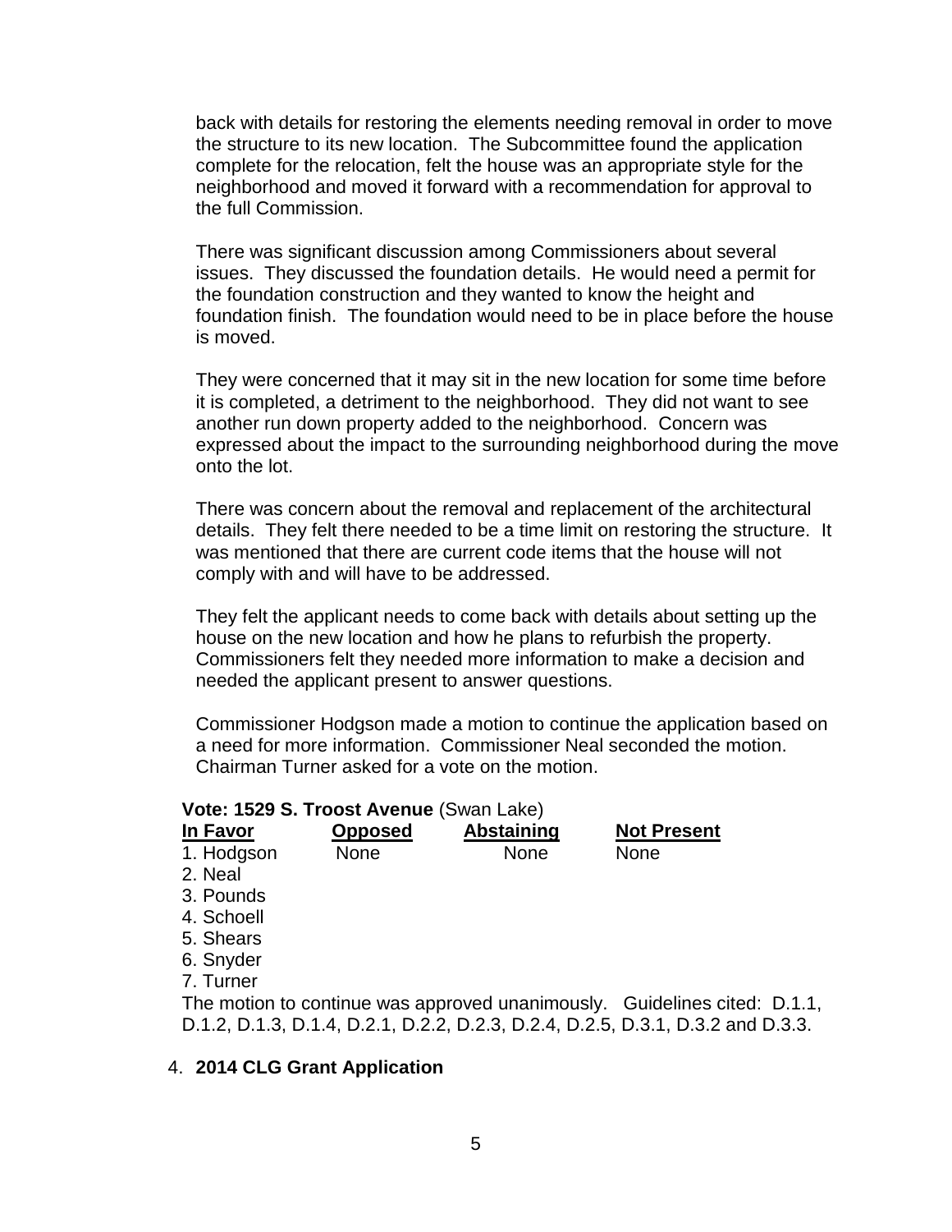back with details for restoring the elements needing removal in order to move the structure to its new location. The Subcommittee found the application complete for the relocation, felt the house was an appropriate style for the neighborhood and moved it forward with a recommendation for approval to the full Commission.

There was significant discussion among Commissioners about several issues. They discussed the foundation details. He would need a permit for the foundation construction and they wanted to know the height and foundation finish. The foundation would need to be in place before the house is moved.

They were concerned that it may sit in the new location for some time before it is completed, a detriment to the neighborhood. They did not want to see another run down property added to the neighborhood. Concern was expressed about the impact to the surrounding neighborhood during the move onto the lot.

There was concern about the removal and replacement of the architectural details. They felt there needed to be a time limit on restoring the structure. It was mentioned that there are current code items that the house will not comply with and will have to be addressed.

They felt the applicant needs to come back with details about setting up the house on the new location and how he plans to refurbish the property. Commissioners felt they needed more information to make a decision and needed the applicant present to answer questions.

Commissioner Hodgson made a motion to continue the application based on a need for more information. Commissioner Neal seconded the motion. Chairman Turner asked for a vote on the motion.

**Vote: 1529 S. Troost Avenue** (Swan Lake)

| **In Favor** | **Opposed** | **Abstaining** | **Not Present** |
|---|---|---|---|
| 1. Hodgson | None | None | None |
| 2. Neal | | | |
| 3. Pounds | | | |
| 4. Schoell | | | |
| 5. Shears | | | |
| 6. Snyder | | | |
| 7. Turner | | | |

The motion to continue was approved unanimously. Guidelines cited: D.1.1, D.1.2, D.1.3, D.1.4, D.2.1, D.2.2, D.2.3, D.2.4, D.2.5, D.3.1, D.3.2 and D.3.3.

4. **2014 CLG Grant Application**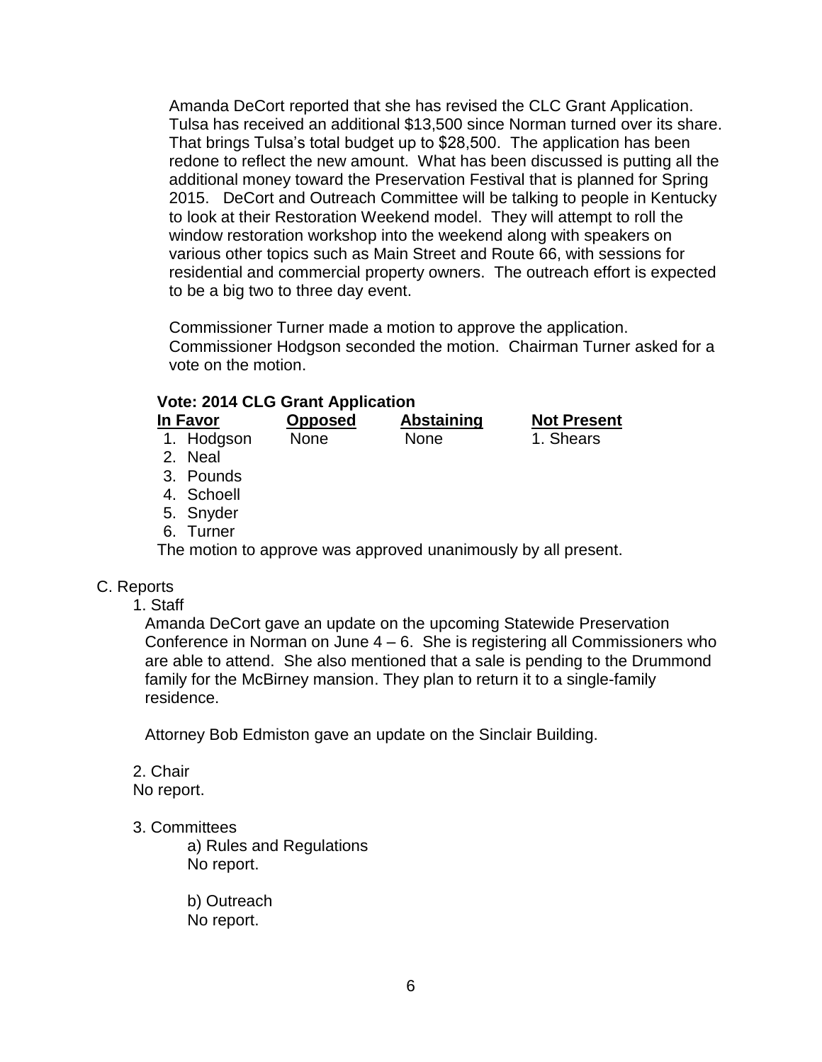Amanda DeCort reported that she has revised the CLC Grant Application. Tulsa has received an additional $13,500 since Norman turned over its share. That brings Tulsa's total budget up to $28,500. The application has been redone to reflect the new amount. What has been discussed is putting all the additional money toward the Preservation Festival that is planned for Spring 2015. DeCort and Outreach Committee will be talking to people in Kentucky to look at their Restoration Weekend model. They will attempt to roll the window restoration workshop into the weekend along with speakers on various other topics such as Main Street and Route 66, with sessions for residential and commercial property owners. The outreach effort is expected to be a big two to three day event.

Commissioner Turner made a motion to approve the application. Commissioner Hodgson seconded the motion. Chairman Turner asked for a vote on the motion.

**Vote: 2014 CLG Grant Application**

| In Favor | Opposed | Abstaining | Not Present |
|---|---|---|---|
| 1. Hodgson | None | None | 1. Shears |
| 2. Neal | | | |
| 3. Pounds | | | |
| 4. Schoell | | | |
| 5. Snyder | | | |
| 6. Turner | | | |

The motion to approve was approved unanimously by all present.

C. Reports

1. Staff

Amanda DeCort gave an update on the upcoming Statewide Preservation Conference in Norman on June 4 – 6. She is registering all Commissioners who are able to attend. She also mentioned that a sale is pending to the Drummond family for the McBirney mansion. They plan to return it to a single-family residence.

Attorney Bob Edmiston gave an update on the Sinclair Building.

2. Chair

No report.

3. Committees

a) Rules and Regulations

No report.

b) Outreach

No report.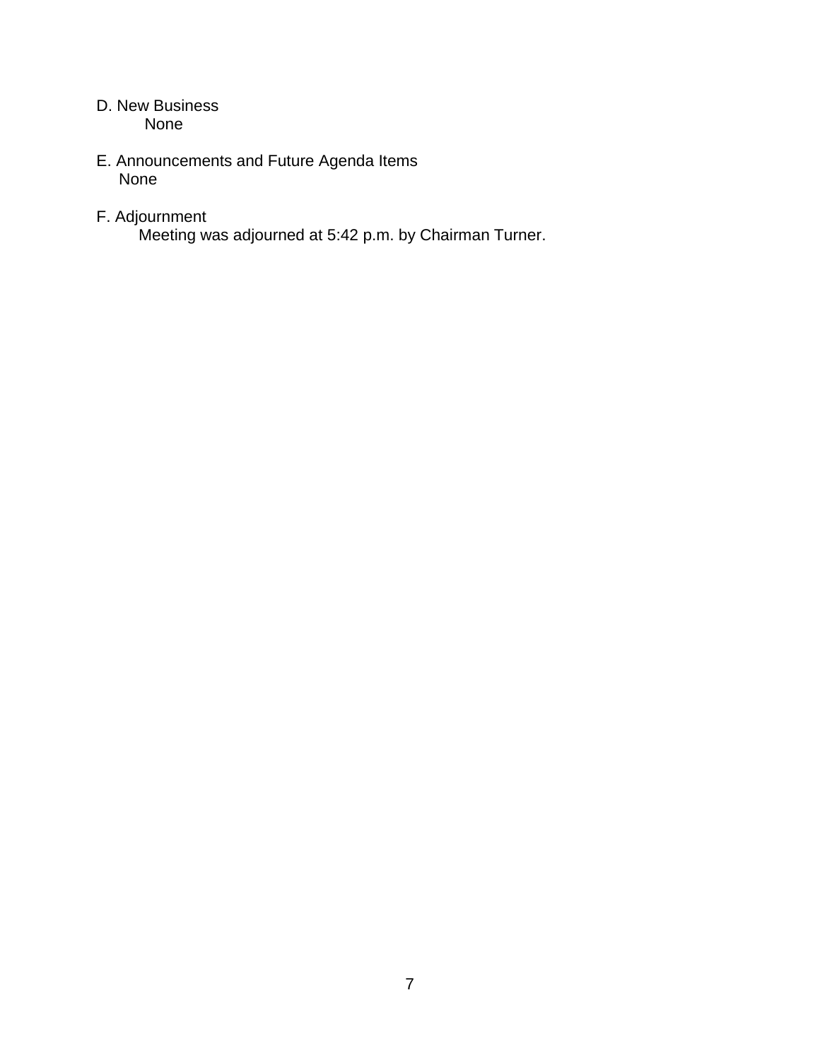D. New Business

None

E. Announcements and Future Agenda Items

None

F. Adjournment

Meeting was adjourned at 5:42 p.m. by Chairman Turner.